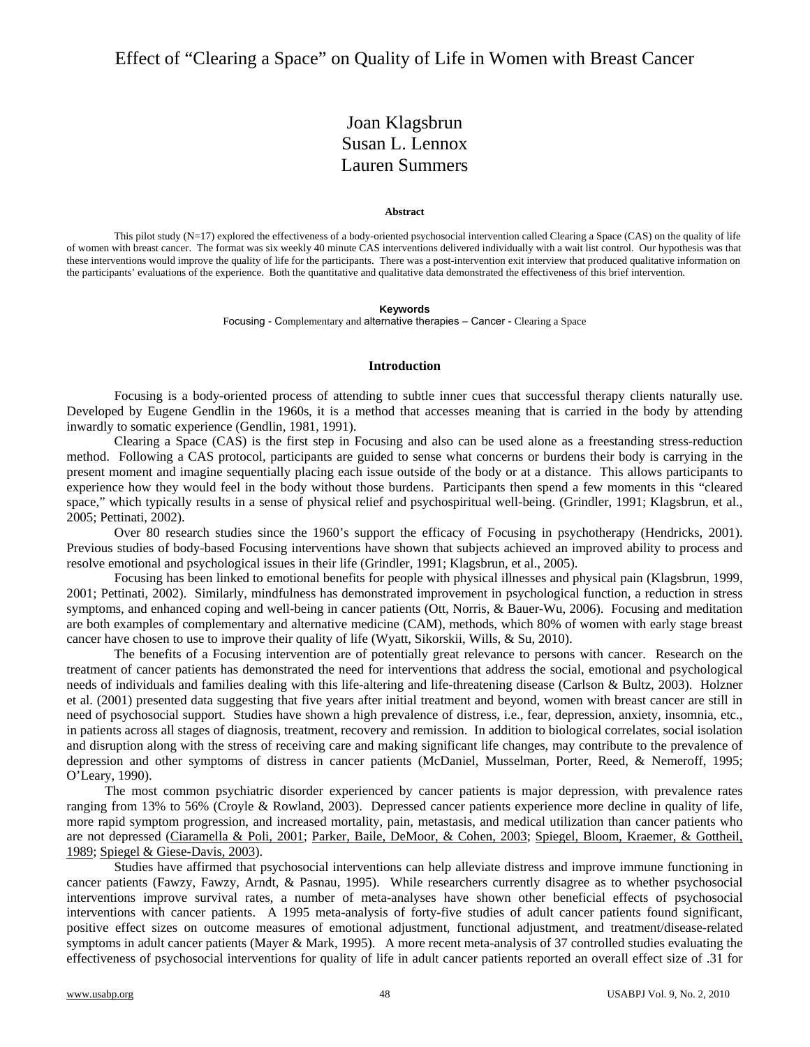# Effect of "Clearing a Space" on Quality of Life in Women with Breast Cancer

Joan Klagsbrun
Susan L. Lennox
Lauren Summers

### Abstract

This pilot study (N=17) explored the effectiveness of a body-oriented psychosocial intervention called Clearing a Space (CAS) on the quality of life of women with breast cancer. The format was six weekly 40 minute CAS interventions delivered individually with a wait list control. Our hypothesis was that these interventions would improve the quality of life for the participants. There was a post-intervention exit interview that produced qualitative information on the participants' evaluations of the experience. Both the quantitative and qualitative data demonstrated the effectiveness of this brief intervention.

### Keywords

Focusing - Complementary and alternative therapies – Cancer - Clearing a Space

## Introduction

Focusing is a body-oriented process of attending to subtle inner cues that successful therapy clients naturally use. Developed by Eugene Gendlin in the 1960s, it is a method that accesses meaning that is carried in the body by attending inwardly to somatic experience (Gendlin, 1981, 1991).

Clearing a Space (CAS) is the first step in Focusing and also can be used alone as a freestanding stress-reduction method. Following a CAS protocol, participants are guided to sense what concerns or burdens their body is carrying in the present moment and imagine sequentially placing each issue outside of the body or at a distance. This allows participants to experience how they would feel in the body without those burdens. Participants then spend a few moments in this "cleared space," which typically results in a sense of physical relief and psychospiritual well-being. (Grindler, 1991; Klagsbrun, et al., 2005; Pettinati, 2002).

Over 80 research studies since the 1960's support the efficacy of Focusing in psychotherapy (Hendricks, 2001). Previous studies of body-based Focusing interventions have shown that subjects achieved an improved ability to process and resolve emotional and psychological issues in their life (Grindler, 1991; Klagsbrun, et al., 2005).

Focusing has been linked to emotional benefits for people with physical illnesses and physical pain (Klagsbrun, 1999, 2001; Pettinati, 2002). Similarly, mindfulness has demonstrated improvement in psychological function, a reduction in stress symptoms, and enhanced coping and well-being in cancer patients (Ott, Norris, & Bauer-Wu, 2006). Focusing and meditation are both examples of complementary and alternative medicine (CAM), methods, which 80% of women with early stage breast cancer have chosen to use to improve their quality of life (Wyatt, Sikorskii, Wills, & Su, 2010).

The benefits of a Focusing intervention are of potentially great relevance to persons with cancer. Research on the treatment of cancer patients has demonstrated the need for interventions that address the social, emotional and psychological needs of individuals and families dealing with this life-altering and life-threatening disease (Carlson & Bultz, 2003). Holzner et al. (2001) presented data suggesting that five years after initial treatment and beyond, women with breast cancer are still in need of psychosocial support. Studies have shown a high prevalence of distress, i.e., fear, depression, anxiety, insomnia, etc., in patients across all stages of diagnosis, treatment, recovery and remission. In addition to biological correlates, social isolation and disruption along with the stress of receiving care and making significant life changes, may contribute to the prevalence of depression and other symptoms of distress in cancer patients (McDaniel, Musselman, Porter, Reed, & Nemeroff, 1995; O'Leary, 1990).

The most common psychiatric disorder experienced by cancer patients is major depression, with prevalence rates ranging from 13% to 56% (Croyle & Rowland, 2003). Depressed cancer patients experience more decline in quality of life, more rapid symptom progression, and increased mortality, pain, metastasis, and medical utilization than cancer patients who are not depressed (Ciaramella & Poli, 2001; Parker, Baile, DeMoor, & Cohen, 2003; Spiegel, Bloom, Kraemer, & Gottheil, 1989; Spiegel & Giese-Davis, 2003).

Studies have affirmed that psychosocial interventions can help alleviate distress and improve immune functioning in cancer patients (Fawzy, Fawzy, Arndt, & Pasnau, 1995). While researchers currently disagree as to whether psychosocial interventions improve survival rates, a number of meta-analyses have shown other beneficial effects of psychosocial interventions with cancer patients. A 1995 meta-analysis of forty-five studies of adult cancer patients found significant, positive effect sizes on outcome measures of emotional adjustment, functional adjustment, and treatment/disease-related symptoms in adult cancer patients (Mayer & Mark, 1995). A more recent meta-analysis of 37 controlled studies evaluating the effectiveness of psychosocial interventions for quality of life in adult cancer patients reported an overall effect size of .31 for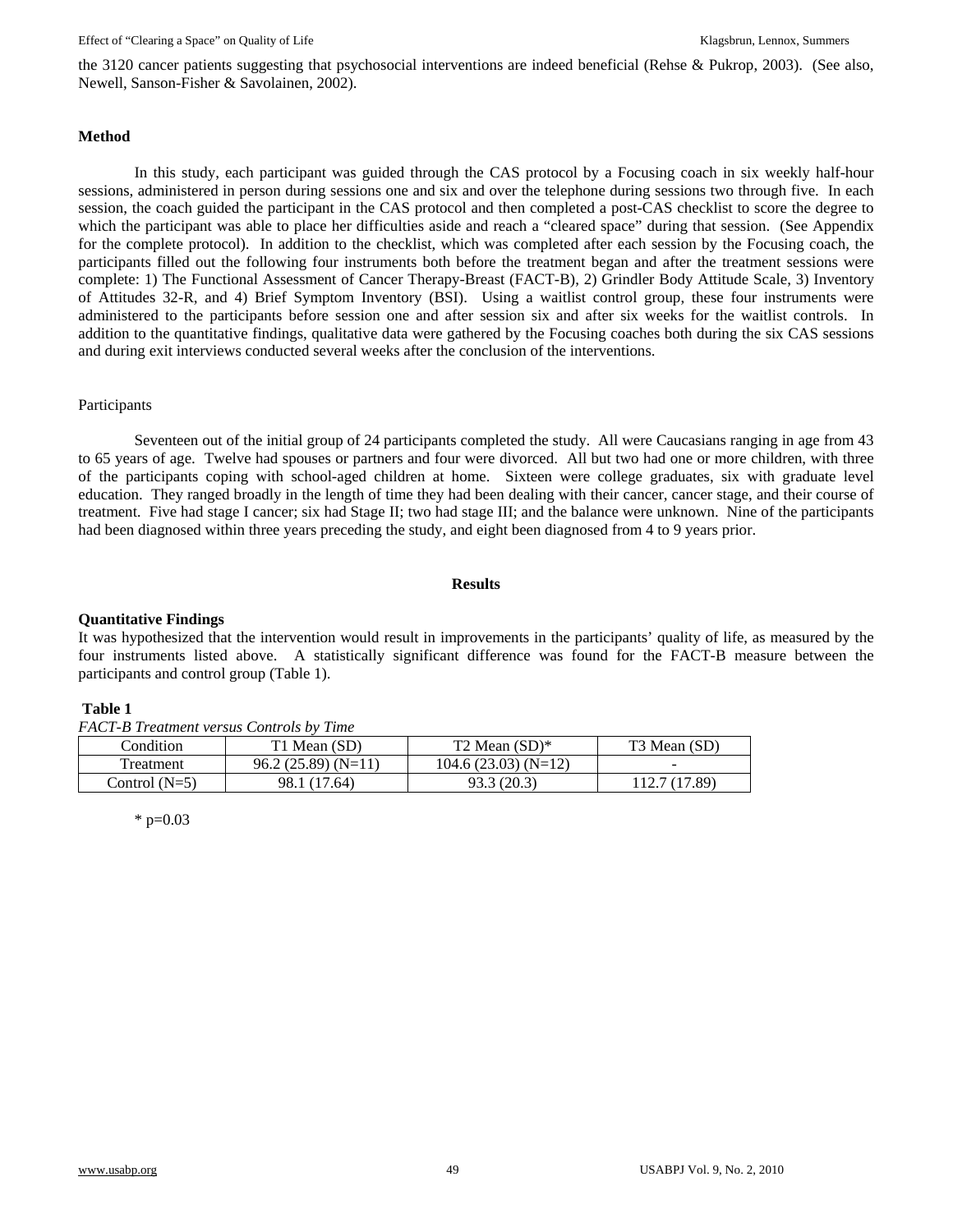the 3120 cancer patients suggesting that psychosocial interventions are indeed beneficial (Rehse & Pukrop, 2003). (See also, Newell, Sanson-Fisher & Savolainen, 2002).

## Method

In this study, each participant was guided through the CAS protocol by a Focusing coach in six weekly half-hour sessions, administered in person during sessions one and six and over the telephone during sessions two through five. In each session, the coach guided the participant in the CAS protocol and then completed a post-CAS checklist to score the degree to which the participant was able to place her difficulties aside and reach a "cleared space" during that session. (See Appendix for the complete protocol). In addition to the checklist, which was completed after each session by the Focusing coach, the participants filled out the following four instruments both before the treatment began and after the treatment sessions were complete: 1) The Functional Assessment of Cancer Therapy-Breast (FACT-B), 2) Grindler Body Attitude Scale, 3) Inventory of Attitudes 32-R, and 4) Brief Symptom Inventory (BSI). Using a waitlist control group, these four instruments were administered to the participants before session one and after session six and after six weeks for the waitlist controls. In addition to the quantitative findings, qualitative data were gathered by the Focusing coaches both during the six CAS sessions and during exit interviews conducted several weeks after the conclusion of the interventions.

### Participants

Seventeen out of the initial group of 24 participants completed the study. All were Caucasians ranging in age from 43 to 65 years of age. Twelve had spouses or partners and four were divorced. All but two had one or more children, with three of the participants coping with school-aged children at home. Sixteen were college graduates, six with graduate level education. They ranged broadly in the length of time they had been dealing with their cancer, cancer stage, and their course of treatment. Five had stage I cancer; six had Stage II; two had stage III; and the balance were unknown. Nine of the participants had been diagnosed within three years preceding the study, and eight been diagnosed from 4 to 9 years prior.

## Results

### Quantitative Findings

It was hypothesized that the intervention would result in improvements in the participants' quality of life, as measured by the four instruments listed above. A statistically significant difference was found for the FACT-B measure between the participants and control group (Table 1).

**Table 1**

*FACT-B Treatment versus Controls by Time*

| Condition | T1 Mean (SD) | T2 Mean (SD)* | T3 Mean (SD) |
|---|---|---|---|
| Treatment | 96.2 (25.89) (N=11) | 104.6 (23.03) (N=12) | - |
| Control (N=5) | 98.1 (17.64) | 93.3 (20.3) | 112.7 (17.89) |

\* $p=0.03$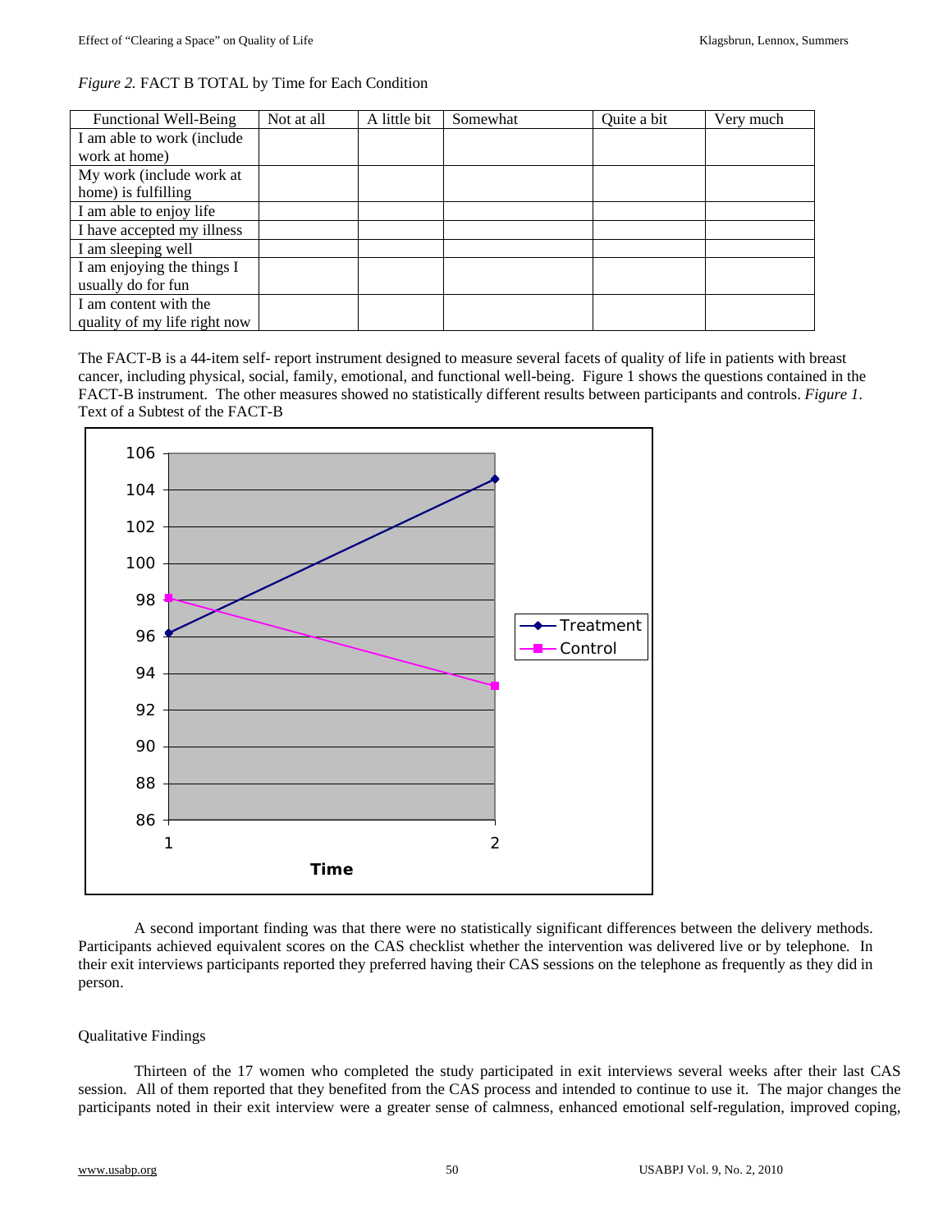*Figure 2.* FACT B TOTAL by Time for Each Condition

| Functional Well-Being | Not at all | A little bit | Somewhat | Quite a bit | Very much |
|---|---|---|---|---|---|
| I am able to work (include work at home) | | | | | |
| My work (include work at home) is fulfilling | | | | | |
| I am able to enjoy life | | | | | |
| I have accepted my illness | | | | | |
| I am sleeping well | | | | | |
| I am enjoying the things I usually do for fun | | | | | |
| I am content with the quality of my life right now | | | | | |

The FACT-B is a 44-item self- report instrument designed to measure several facets of quality of life in patients with breast cancer, including physical, social, family, emotional, and functional well-being. Figure 1 shows the questions contained in the FACT-B instrument. The other measures showed no statistically different results between participants and controls. *Figure 1*. Text of a Subtest of the FACT-B

A second important finding was that there were no statistically significant differences between the delivery methods. Participants achieved equivalent scores on the CAS checklist whether the intervention was delivered live or by telephone. In their exit interviews participants reported they preferred having their CAS sessions on the telephone as frequently as they did in person.

## Qualitative Findings

Thirteen of the 17 women who completed the study participated in exit interviews several weeks after their last CAS session. All of them reported that they benefited from the CAS process and intended to continue to use it. The major changes the participants noted in their exit interview were a greater sense of calmness, enhanced emotional self-regulation, improved coping,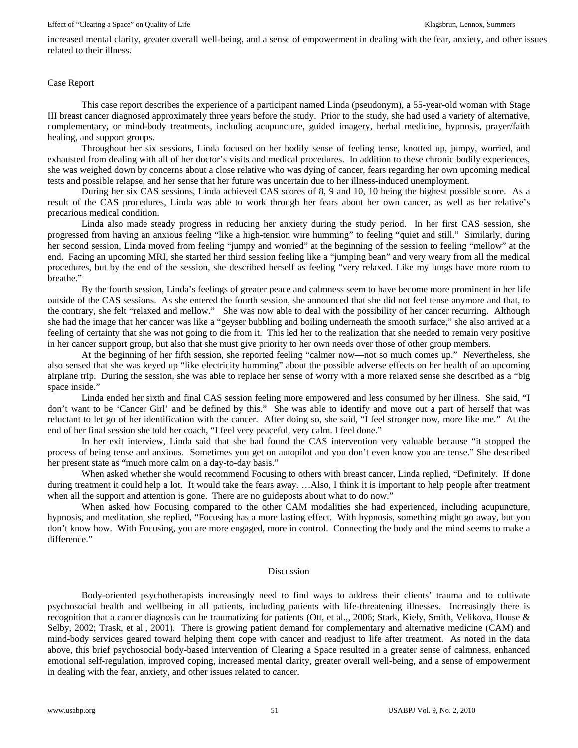increased mental clarity, greater overall well-being, and a sense of empowerment in dealing with the fear, anxiety, and other issues related to their illness.

## Case Report

This case report describes the experience of a participant named Linda (pseudonym), a 55-year-old woman with Stage III breast cancer diagnosed approximately three years before the study. Prior to the study, she had used a variety of alternative, complementary, or mind-body treatments, including acupuncture, guided imagery, herbal medicine, hypnosis, prayer/faith healing, and support groups.

Throughout her six sessions, Linda focused on her bodily sense of feeling tense, knotted up, jumpy, worried, and exhausted from dealing with all of her doctor's visits and medical procedures. In addition to these chronic bodily experiences, she was weighed down by concerns about a close relative who was dying of cancer, fears regarding her own upcoming medical tests and possible relapse, and her sense that her future was uncertain due to her illness-induced unemployment.

During her six CAS sessions, Linda achieved CAS scores of 8, 9 and 10, 10 being the highest possible score. As a result of the CAS procedures, Linda was able to work through her fears about her own cancer, as well as her relative's precarious medical condition.

Linda also made steady progress in reducing her anxiety during the study period. In her first CAS session, she progressed from having an anxious feeling "like a high-tension wire humming" to feeling "quiet and still." Similarly, during her second session, Linda moved from feeling "jumpy and worried" at the beginning of the session to feeling "mellow" at the end. Facing an upcoming MRI, she started her third session feeling like a "jumping bean" and very weary from all the medical procedures, but by the end of the session, she described herself as feeling "very relaxed. Like my lungs have more room to breathe."

By the fourth session, Linda's feelings of greater peace and calmness seem to have become more prominent in her life outside of the CAS sessions. As she entered the fourth session, she announced that she did not feel tense anymore and that, to the contrary, she felt "relaxed and mellow." She was now able to deal with the possibility of her cancer recurring. Although she had the image that her cancer was like a "geyser bubbling and boiling underneath the smooth surface," she also arrived at a feeling of certainty that she was not going to die from it. This led her to the realization that she needed to remain very positive in her cancer support group, but also that she must give priority to her own needs over those of other group members.

At the beginning of her fifth session, she reported feeling "calmer now—not so much comes up." Nevertheless, she also sensed that she was keyed up "like electricity humming" about the possible adverse effects on her health of an upcoming airplane trip. During the session, she was able to replace her sense of worry with a more relaxed sense she described as a "big space inside."

Linda ended her sixth and final CAS session feeling more empowered and less consumed by her illness. She said, "I don't want to be 'Cancer Girl' and be defined by this." She was able to identify and move out a part of herself that was reluctant to let go of her identification with the cancer. After doing so, she said, "I feel stronger now, more like me." At the end of her final session she told her coach, "I feel very peaceful, very calm. I feel done."

In her exit interview, Linda said that she had found the CAS intervention very valuable because "it stopped the process of being tense and anxious. Sometimes you get on autopilot and you don't even know you are tense." She described her present state as "much more calm on a day-to-day basis."

When asked whether she would recommend Focusing to others with breast cancer, Linda replied, "Definitely. If done during treatment it could help a lot. It would take the fears away. …Also, I think it is important to help people after treatment when all the support and attention is gone. There are no guideposts about what to do now."

When asked how Focusing compared to the other CAM modalities she had experienced, including acupuncture, hypnosis, and meditation, she replied, "Focusing has a more lasting effect. With hypnosis, something might go away, but you don't know how. With Focusing, you are more engaged, more in control. Connecting the body and the mind seems to make a difference."

## Discussion

Body-oriented psychotherapists increasingly need to find ways to address their clients' trauma and to cultivate psychosocial health and wellbeing in all patients, including patients with life-threatening illnesses. Increasingly there is recognition that a cancer diagnosis can be traumatizing for patients (Ott, et al.,, 2006; Stark, Kiely, Smith, Velikova, House & Selby, 2002; Trask, et al., 2001). There is growing patient demand for complementary and alternative medicine (CAM) and mind-body services geared toward helping them cope with cancer and readjust to life after treatment. As noted in the data above, this brief psychosocial body-based intervention of Clearing a Space resulted in a greater sense of calmness, enhanced emotional self-regulation, improved coping, increased mental clarity, greater overall well-being, and a sense of empowerment in dealing with the fear, anxiety, and other issues related to cancer.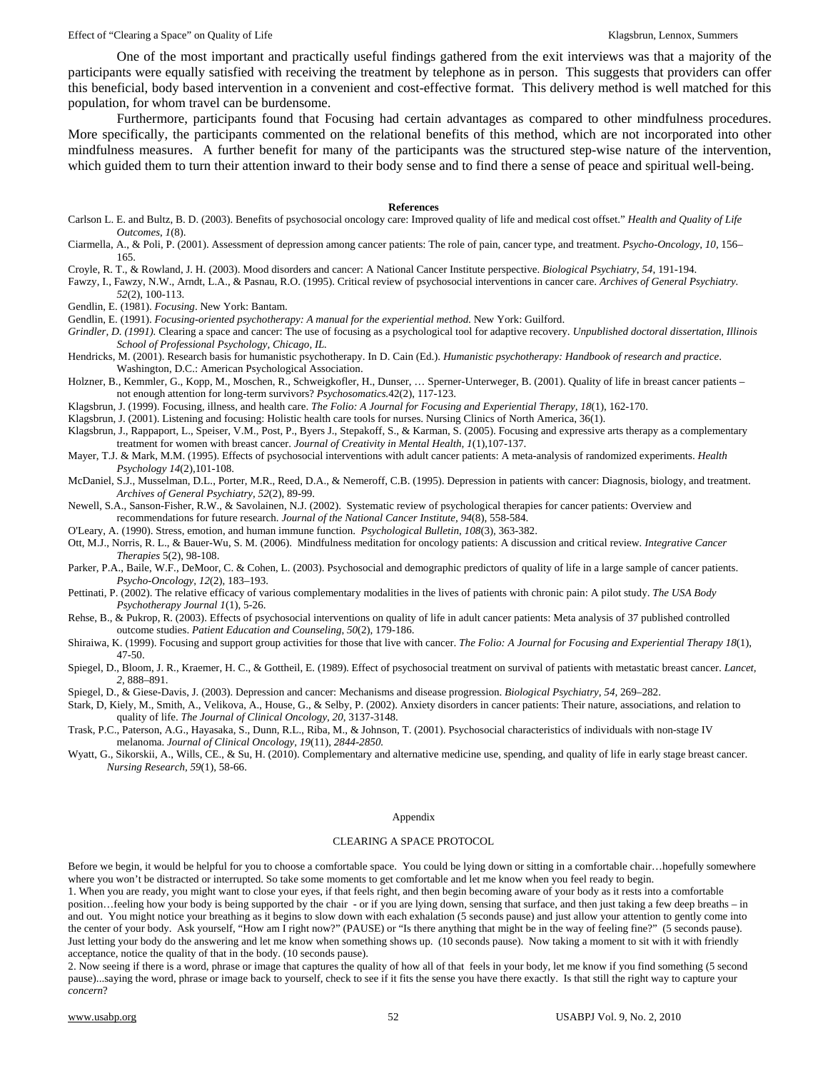One of the most important and practically useful findings gathered from the exit interviews was that a majority of the participants were equally satisfied with receiving the treatment by telephone as in person. This suggests that providers can offer this beneficial, body based intervention in a convenient and cost-effective format. This delivery method is well matched for this population, for whom travel can be burdensome.

Furthermore, participants found that Focusing had certain advantages as compared to other mindfulness procedures. More specifically, the participants commented on the relational benefits of this method, which are not incorporated into other mindfulness measures. A further benefit for many of the participants was the structured step-wise nature of the intervention, which guided them to turn their attention inward to their body sense and to find there a sense of peace and spiritual well-being.

**References**

Carlson L. E. and Bultz, B. D. (2003). Benefits of psychosocial oncology care: Improved quality of life and medical cost offset." *Health and Quality of Life Outcomes, 1*(8).

Ciarmella, A., & Poli, P. (2001). Assessment of depression among cancer patients: The role of pain, cancer type, and treatment. *Psycho-Oncology, 10,* 156–165.

Croyle, R. T., & Rowland, J. H. (2003). Mood disorders and cancer: A National Cancer Institute perspective. *Biological Psychiatry, 54,* 191-194.

Fawzy, I., Fawzy, N.W., Arndt, L.A., & Pasnau, R.O. (1995). Critical review of psychosocial interventions in cancer care. *Archives of General Psychiatry. 52*(2), 100-113.

Gendlin, E. (1981). *Focusing*. New York: Bantam.

Gendlin, E. (1991). *Focusing-oriented psychotherapy: A manual for the experiential method.* New York: Guilford.

*Grindler, D. (1991).* Clearing a space and cancer: The use of focusing as a psychological tool for adaptive recovery. *Unpublished doctoral dissertation, Illinois School of Professional Psychology, Chicago, IL.*

Hendricks, M. (2001). Research basis for humanistic psychotherapy. In D. Cain (Ed.). *Humanistic psychotherapy: Handbook of research and practice*. Washington, D.C.: American Psychological Association.

Holzner, B., Kemmler, G., Kopp, M., Moschen, R., Schweigkofler, H., Dunser, … Sperner-Unterweger, B. (2001). Quality of life in breast cancer patients – not enough attention for long-term survivors? *Psychosomatics.*42(2), 117-123.

Klagsbrun, J. (1999). Focusing, illness, and health care. *The Folio: A Journal for Focusing and Experiential Therapy, 18*(1), 162-170.

Klagsbrun, J. (2001). Listening and focusing: Holistic health care tools for nurses. Nursing Clinics of North America, 36(1).

Klagsbrun, J., Rappaport, L., Speiser, V.M., Post, P., Byers J., Stepakoff, S., & Karman, S. (2005). Focusing and expressive arts therapy as a complementary treatment for women with breast cancer. *Journal of Creativity in Mental Health, 1*(1),107-137.

Mayer, T.J. & Mark, M.M. (1995). Effects of psychosocial interventions with adult cancer patients: A meta-analysis of randomized experiments. *Health Psychology 14*(2),101-108.

McDaniel, S.J., Musselman, D.L., Porter, M.R., Reed, D.A., & Nemeroff, C.B. (1995). Depression in patients with cancer: Diagnosis, biology, and treatment. *Archives of General Psychiatry, 52*(2), 89-99.

Newell, S.A., Sanson-Fisher, R.W., & Savolainen, N.J. (2002). Systematic review of psychological therapies for cancer patients: Overview and recommendations for future research. *Journal of the National Cancer Institute, 94*(8), 558-584.

O'Leary, A. (1990). Stress, emotion, and human immune function. *Psychological Bulletin, 108*(3), 363-382.

Ott, M.J., Norris, R. L., & Bauer-Wu, S. M. (2006). Mindfulness meditation for oncology patients: A discussion and critical review. *Integrative Cancer Therapies* 5(2), 98-108.

Parker, P.A., Baile, W.F., DeMoor, C. & Cohen, L. (2003). Psychosocial and demographic predictors of quality of life in a large sample of cancer patients. *Psycho-Oncology, 12*(2), 183–193.

Pettinati, P. (2002). The relative efficacy of various complementary modalities in the lives of patients with chronic pain: A pilot study. *The USA Body Psychotherapy Journal 1*(1), 5-26.

Rehse, B., & Pukrop, R. (2003). Effects of psychosocial interventions on quality of life in adult cancer patients: Meta analysis of 37 published controlled outcome studies. *Patient Education and Counseling, 50*(2), 179-186.

Shiraiwa, K. (1999). Focusing and support group activities for those that live with cancer. *The Folio: A Journal for Focusing and Experiential Therapy 18*(1), 47-50.

Spiegel, D., Bloom, J. R., Kraemer, H. C., & Gottheil, E. (1989). Effect of psychosocial treatment on survival of patients with metastatic breast cancer. *Lancet, 2,* 888–891.

Spiegel, D., & Giese-Davis, J. (2003). Depression and cancer: Mechanisms and disease progression. *Biological Psychiatry, 54,* 269–282.

Stark, D, Kiely, M., Smith, A., Velikova, A., House, G., & Selby, P. (2002). Anxiety disorders in cancer patients: Their nature, associations, and relation to quality of life. *The Journal of Clinical Oncology, 20,* 3137-3148.

Trask, P.C., Paterson, A.G., Hayasaka, S., Dunn, R.L., Riba, M., & Johnson, T. (2001). Psychosocial characteristics of individuals with non-stage IV melanoma. *Journal of Clinical Oncology, 19*(11), *2844-2850.*

Wyatt, G., Sikorskii, A., Wills, C.E., & Su, H. (2010). Complementary and alternative medicine use, spending, and quality of life in early stage breast cancer. *Nursing Research, 59*(1), 58-66.

Appendix

CLEARING A SPACE PROTOCOL

Before we begin, it would be helpful for you to choose a comfortable space. You could be lying down or sitting in a comfortable chair…hopefully somewhere where you won't be distracted or interrupted. So take some moments to get comfortable and let me know when you feel ready to begin.

1. When you are ready, you might want to close your eyes, if that feels right, and then begin becoming aware of your body as it rests into a comfortable position…feeling how your body is being supported by the chair - or if you are lying down, sensing that surface, and then just taking a few deep breaths – in and out. You might notice your breathing as it begins to slow down with each exhalation (5 seconds pause) and just allow your attention to gently come into the center of your body. Ask yourself, "How am I right now?" (PAUSE) or "Is there anything that might be in the way of feeling fine?" (5 seconds pause). Just letting your body do the answering and let me know when something shows up. (10 seconds pause). Now taking a moment to sit with it with friendly acceptance, notice the quality of that in the body. (10 seconds pause).

2. Now seeing if there is a word, phrase or image that captures the quality of how all of that feels in your body, let me know if you find something (5 second pause)...saying the word, phrase or image back to yourself, check to see if it fits the sense you have there exactly. Is that still the right way to capture your *concern*?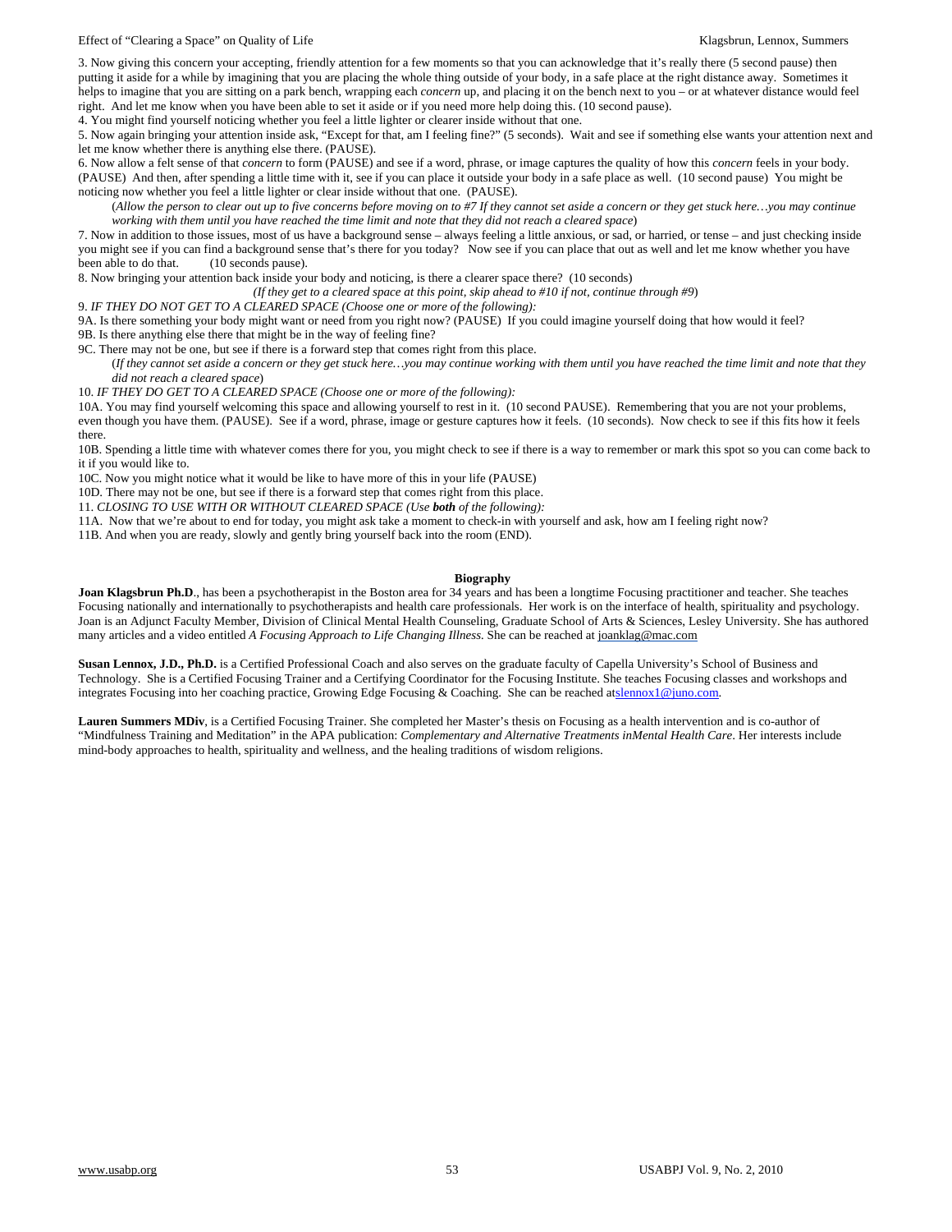3. Now giving this concern your accepting, friendly attention for a few moments so that you can acknowledge that it's really there (5 second pause) then putting it aside for a while by imagining that you are placing the whole thing outside of your body, in a safe place at the right distance away. Sometimes it helps to imagine that you are sitting on a park bench, wrapping each *concern* up, and placing it on the bench next to you – or at whatever distance would feel right. And let me know when you have been able to set it aside or if you need more help doing this. (10 second pause).

4. You might find yourself noticing whether you feel a little lighter or clearer inside without that one.

5. Now again bringing your attention inside ask, "Except for that, am I feeling fine?" (5 seconds). Wait and see if something else wants your attention next and let me know whether there is anything else there. (PAUSE).

6. Now allow a felt sense of that *concern* to form (PAUSE) and see if a word, phrase, or image captures the quality of how this *concern* feels in your body. (PAUSE) And then, after spending a little time with it, see if you can place it outside your body in a safe place as well. (10 second pause) You might be noticing now whether you feel a little lighter or clear inside without that one. (PAUSE).

(*Allow the person to clear out up to five concerns before moving on to #7 If they cannot set aside a concern or they get stuck here…you may continue working with them until you have reached the time limit and note that they did not reach a cleared space*)

7. Now in addition to those issues, most of us have a background sense – always feeling a little anxious, or sad, or harried, or tense – and just checking inside you might see if you can find a background sense that's there for you today? Now see if you can place that out as well and let me know whether you have been able to do that. (10 seconds pause).

8. Now bringing your attention back inside your body and noticing, is there a clearer space there? (10 seconds)

*(If they get to a cleared space at this point, skip ahead to #10 if not, continue through #9)*

9. *IF THEY DO NOT GET TO A CLEARED SPACE (Choose one or more of the following):*

9A. Is there something your body might want or need from you right now? (PAUSE) If you could imagine yourself doing that how would it feel?

9B. Is there anything else there that might be in the way of feeling fine?

9C. There may not be one, but see if there is a forward step that comes right from this place.

(*If they cannot set aside a concern or they get stuck here…you may continue working with them until you have reached the time limit and note that they did not reach a cleared space*)

10. *IF THEY DO GET TO A CLEARED SPACE (Choose one or more of the following):*

10A. You may find yourself welcoming this space and allowing yourself to rest in it. (10 second PAUSE). Remembering that you are not your problems, even though you have them. (PAUSE). See if a word, phrase, image or gesture captures how it feels. (10 seconds). Now check to see if this fits how it feels there.

10B. Spending a little time with whatever comes there for you, you might check to see if there is a way to remember or mark this spot so you can come back to it if you would like to.

10C. Now you might notice what it would be like to have more of this in your life (PAUSE)

10D. There may not be one, but see if there is a forward step that comes right from this place.

11. *CLOSING TO USE WITH OR WITHOUT CLEARED SPACE (Use* ***both*** *of the following):*

11A. Now that we're about to end for today, you might ask take a moment to check-in with yourself and ask, how am I feeling right now?

11B. And when you are ready, slowly and gently bring yourself back into the room (END).

## Biography

**Joan Klagsbrun Ph.D**., has been a psychotherapist in the Boston area for 34 years and has been a longtime Focusing practitioner and teacher. She teaches Focusing nationally and internationally to psychotherapists and health care professionals. Her work is on the interface of health, spirituality and psychology. Joan is an Adjunct Faculty Member, Division of Clinical Mental Health Counseling, Graduate School of Arts & Sciences, Lesley University. She has authored many articles and a video entitled *A Focusing Approach to Life Changing Illness.* She can be reached at joanklag@mac.com

**Susan Lennox, J.D., Ph.D.** is a Certified Professional Coach and also serves on the graduate faculty of Capella University's School of Business and Technology. She is a Certified Focusing Trainer and a Certifying Coordinator for the Focusing Institute. She teaches Focusing classes and workshops and integrates Focusing into her coaching practice, Growing Edge Focusing & Coaching. She can be reached atslennox1@juno.com.

**Lauren Summers MDiv**, is a Certified Focusing Trainer. She completed her Master's thesis on Focusing as a health intervention and is co-author of "Mindfulness Training and Meditation" in the APA publication: *Complementary and Alternative Treatments inMental Health Care*. Her interests include mind-body approaches to health, spirituality and wellness, and the healing traditions of wisdom religions.